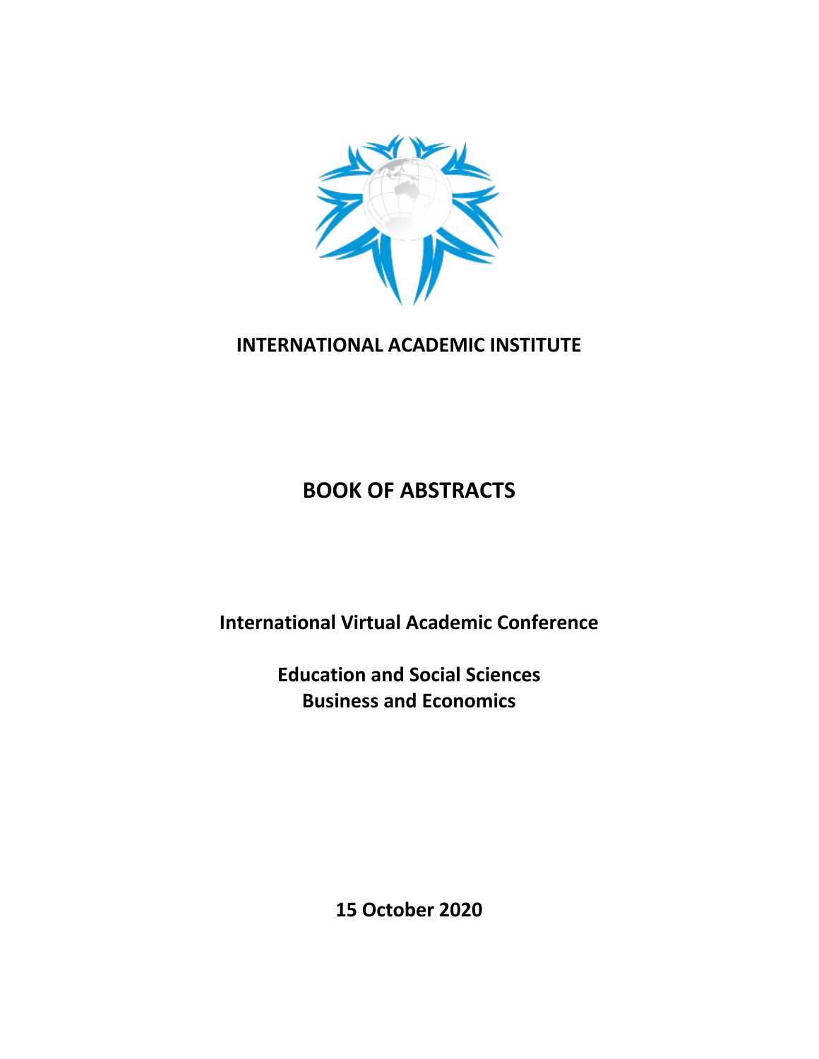**INTERNATIONAL ACADEMIC INSTITUTE**

# BOOK OF ABSTRACTS

**International Virtual Academic Conference**

**Education and Social Sciences**
**Business and Economics**

**15 October 2020**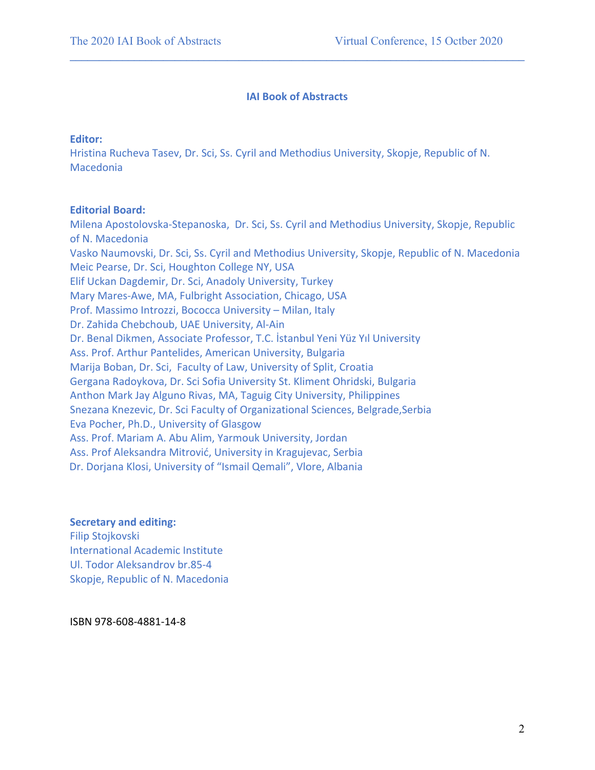# IAI Book of Abstracts

**Editor:**

Hristina Rucheva Tasev, Dr. Sci, Ss. Cyril and Methodius University, Skopje, Republic of N. Macedonia

**Editorial Board:**

Milena Apostolovska-Stepanoska, Dr. Sci, Ss. Cyril and Methodius University, Skopje, Republic of N. Macedonia
Vasko Naumovski, Dr. Sci, Ss. Cyril and Methodius University, Skopje, Republic of N. Macedonia
Meic Pearse, Dr. Sci, Houghton College NY, USA
Elif Uckan Dagdemir, Dr. Sci, Anadoly University, Turkey
Mary Mares-Awe, MA, Fulbright Association, Chicago, USA
Prof. Massimo Introzzi, Bococca University – Milan, Italy
Dr. Zahida Chebchoub, UAE University, Al-Ain
Dr. Benal Dikmen, Associate Professor, T.C. İstanbul Yeni Yüz Yıl University
Ass. Prof. Arthur Pantelides, American University, Bulgaria
Marija Boban, Dr. Sci, Faculty of Law, University of Split, Croatia
Gergana Radoykova, Dr. Sci Sofia University St. Kliment Ohridski, Bulgaria
Anthon Mark Jay Alguno Rivas, MA, Taguig City University, Philippines
Snezana Knezevic, Dr. Sci Faculty of Organizational Sciences, Belgrade,Serbia
Eva Pocher, Ph.D., University of Glasgow
Ass. Prof. Mariam A. Abu Alim, Yarmouk University, Jordan
Ass. Prof Aleksandra Mitrović, University in Kragujevac, Serbia
Dr. Dorjana Klosi, University of "Ismail Qemali", Vlore, Albania

**Secretary and editing:**

Filip Stojkovski
International Academic Institute
Ul. Todor Aleksandrov br.85-4
Skopje, Republic of N. Macedonia

ISBN 978-608-4881-14-8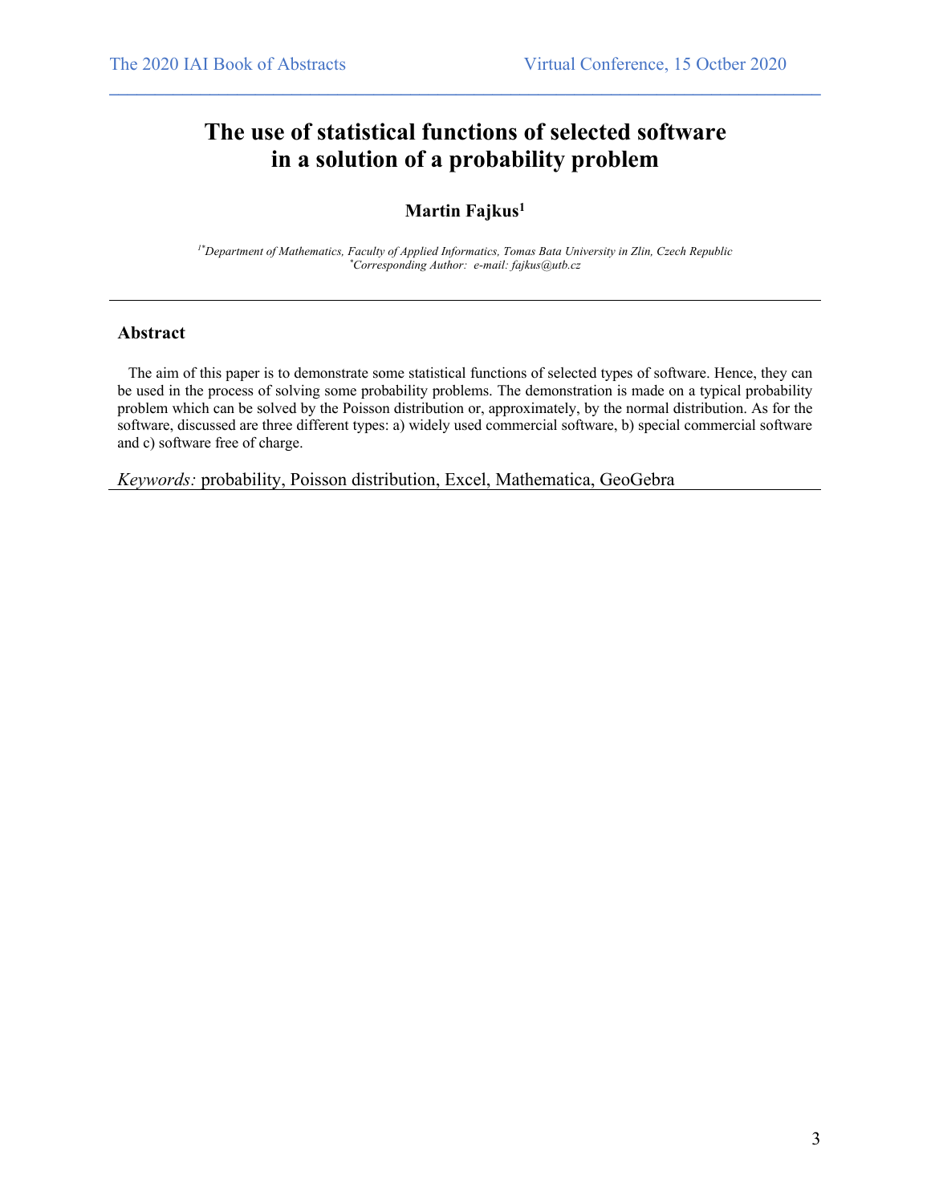# The use of statistical functions of selected software in a solution of a probability problem

**Martin Fajkus**[1]

*[1*]Department of Mathematics, Faculty of Applied Informatics, Tomas Bata University in Zlin, Czech Republic*
*[*]Corresponding Author: e-mail: fajkus@utb.cz*

## Abstract

The aim of this paper is to demonstrate some statistical functions of selected types of software. Hence, they can be used in the process of solving some probability problems. The demonstration is made on a typical probability problem which can be solved by the Poisson distribution or, approximately, by the normal distribution. As for the software, discussed are three different types: a) widely used commercial software, b) special commercial software and c) software free of charge.

*Keywords:* probability, Poisson distribution, Excel, Mathematica, GeoGebra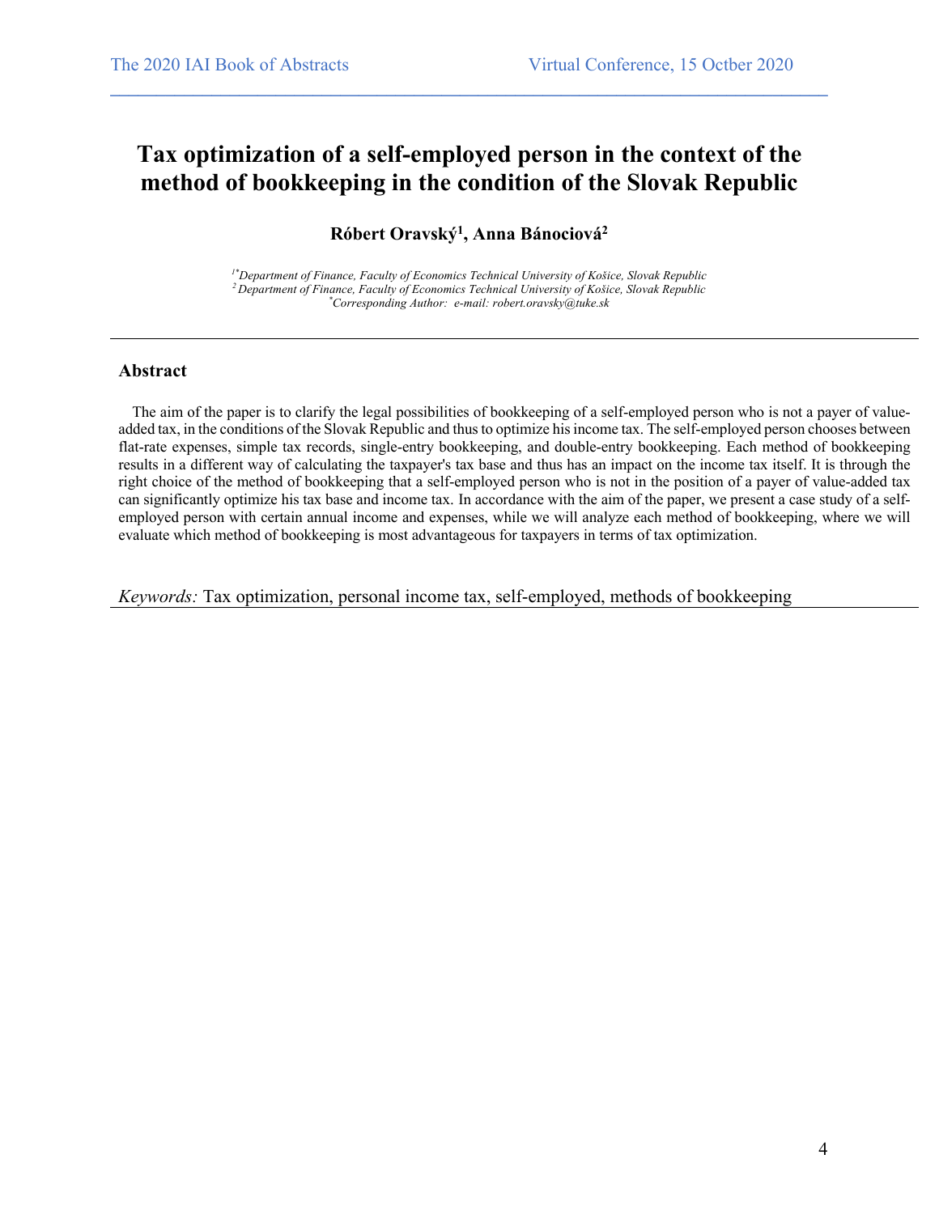# Tax optimization of a self-employed person in the context of the method of bookkeeping in the condition of the Slovak Republic

**Róbert Oravský[1], Anna Bánociová[2]**

*[1*]Department of Finance, Faculty of Economics Technical University of Košice, Slovak Republic*
*[2]Department of Finance, Faculty of Economics Technical University of Košice, Slovak Republic*
*[*]Corresponding Author: e-mail: robert.oravsky@tuke.sk*

---

## Abstract

The aim of the paper is to clarify the legal possibilities of bookkeeping of a self-employed person who is not a payer of value-added tax, in the conditions of the Slovak Republic and thus to optimize his income tax. The self-employed person chooses between flat-rate expenses, simple tax records, single-entry bookkeeping, and double-entry bookkeeping. Each method of bookkeeping results in a different way of calculating the taxpayer's tax base and thus has an impact on the income tax itself. It is through the right choice of the method of bookkeeping that a self-employed person who is not in the position of a payer of value-added tax can significantly optimize his tax base and income tax. In accordance with the aim of the paper, we present a case study of a self-employed person with certain annual income and expenses, while we will analyze each method of bookkeeping, where we will evaluate which method of bookkeeping is most advantageous for taxpayers in terms of tax optimization.

*Keywords:* Tax optimization, personal income tax, self-employed, methods of bookkeeping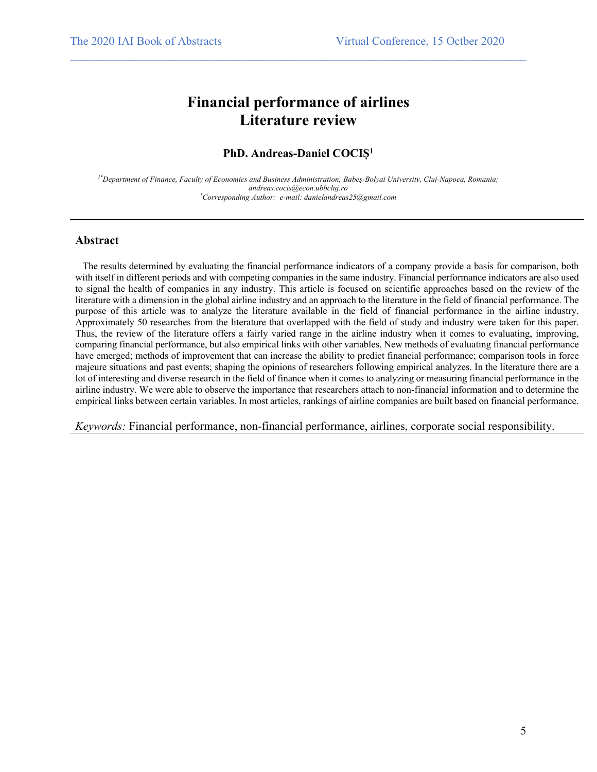# Financial performance of airlines
# Literature review

**PhD. Andreas-Daniel COCIȘ[1]**

*[1\*]Department of Finance, Faculty of Economics and Business Administration, Babeș-Bolyai University, Cluj-Napoca, Romania; andreas.cocis@econ.ubbcluj.ro*
*[\*]Corresponding Author: e-mail: danielandreas25@gmail.com*

---

## Abstract

The results determined by evaluating the financial performance indicators of a company provide a basis for comparison, both with itself in different periods and with competing companies in the same industry. Financial performance indicators are also used to signal the health of companies in any industry. This article is focused on scientific approaches based on the review of the literature with a dimension in the global airline industry and an approach to the literature in the field of financial performance. The purpose of this article was to analyze the literature available in the field of financial performance in the airline industry. Approximately 50 researches from the literature that overlapped with the field of study and industry were taken for this paper. Thus, the review of the literature offers a fairly varied range in the airline industry when it comes to evaluating, improving, comparing financial performance, but also empirical links with other variables. New methods of evaluating financial performance have emerged; methods of improvement that can increase the ability to predict financial performance; comparison tools in force majeure situations and past events; shaping the opinions of researchers following empirical analyzes. In the literature there are a lot of interesting and diverse research in the field of finance when it comes to analyzing or measuring financial performance in the airline industry. We were able to observe the importance that researchers attach to non-financial information and to determine the empirical links between certain variables. In most articles, rankings of airline companies are built based on financial performance.

*Keywords:* Financial performance, non-financial performance, airlines, corporate social responsibility.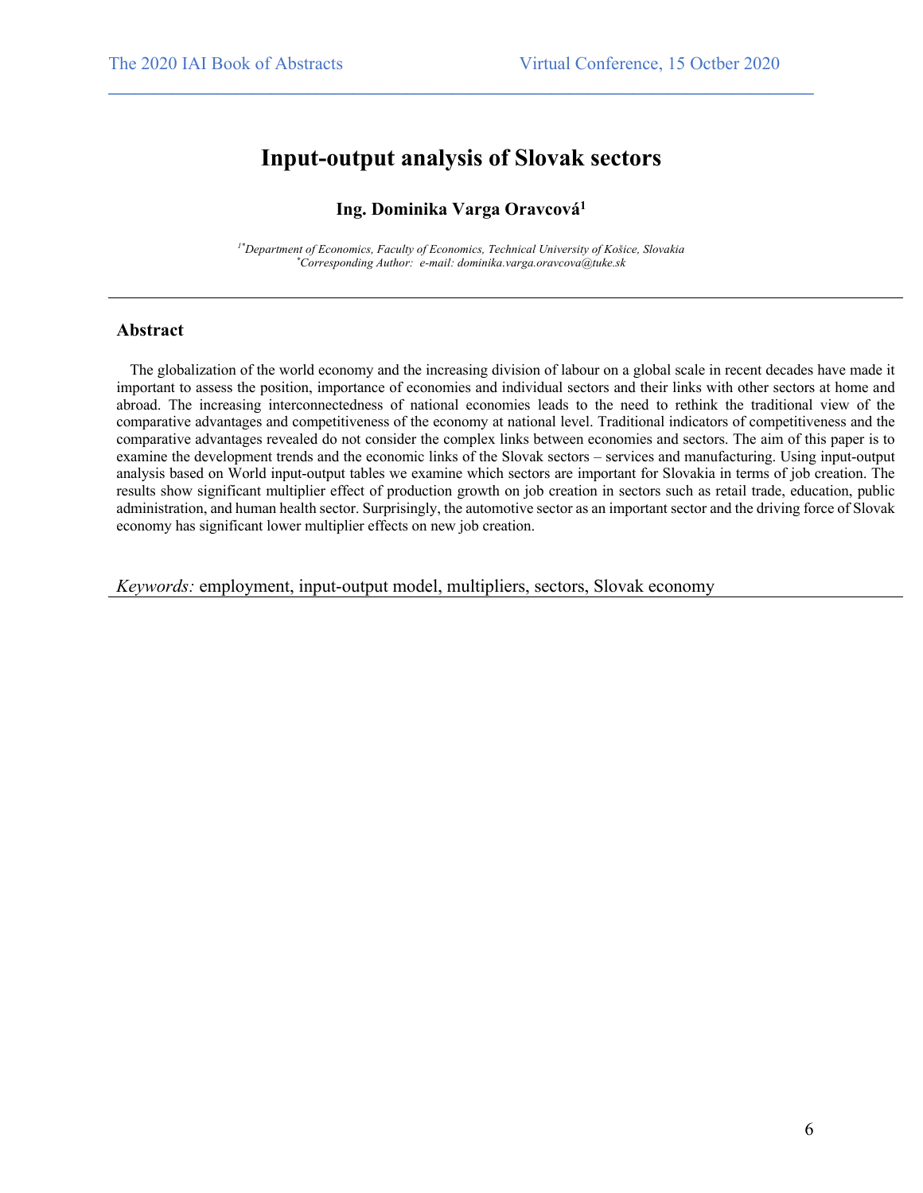# Input-output analysis of Slovak sectors

**Ing. Dominika Varga Oravcová[1]**

*[1*]Department of Economics, Faculty of Economics, Technical University of Košice, Slovakia*
*[*]Corresponding Author: e-mail: dominika.varga.oravcova@tuke.sk*

---

## Abstract

The globalization of the world economy and the increasing division of labour on a global scale in recent decades have made it important to assess the position, importance of economies and individual sectors and their links with other sectors at home and abroad. The increasing interconnectedness of national economies leads to the need to rethink the traditional view of the comparative advantages and competitiveness of the economy at national level. Traditional indicators of competitiveness and the comparative advantages revealed do not consider the complex links between economies and sectors. The aim of this paper is to examine the development trends and the economic links of the Slovak sectors – services and manufacturing. Using input-output analysis based on World input-output tables we examine which sectors are important for Slovakia in terms of job creation. The results show significant multiplier effect of production growth on job creation in sectors such as retail trade, education, public administration, and human health sector. Surprisingly, the automotive sector as an important sector and the driving force of Slovak economy has significant lower multiplier effects on new job creation.

*Keywords:* employment, input-output model, multipliers, sectors, Slovak economy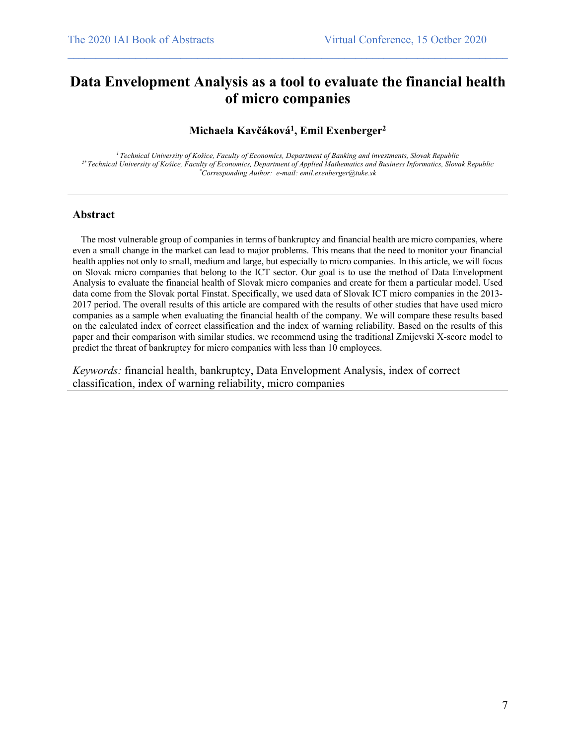# Data Envelopment Analysis as a tool to evaluate the financial health of micro companies

**Michaela Kavčáková[1], Emil Exenberger[2]**

*[1] Technical University of Košice, Faculty of Economics, Department of Banking and investments, Slovak Republic*
*[2*] Technical University of Košice, Faculty of Economics, Department of Applied Mathematics and Business Informatics, Slovak Republic*
*[*]Corresponding Author: e-mail: emil.exenberger@tuke.sk*

---

## Abstract

The most vulnerable group of companies in terms of bankruptcy and financial health are micro companies, where even a small change in the market can lead to major problems. This means that the need to monitor your financial health applies not only to small, medium and large, but especially to micro companies. In this article, we will focus on Slovak micro companies that belong to the ICT sector. Our goal is to use the method of Data Envelopment Analysis to evaluate the financial health of Slovak micro companies and create for them a particular model. Used data come from the Slovak portal Finstat. Specifically, we used data of Slovak ICT micro companies in the 2013-2017 period. The overall results of this article are compared with the results of other studies that have used micro companies as a sample when evaluating the financial health of the company. We will compare these results based on the calculated index of correct classification and the index of warning reliability. Based on the results of this paper and their comparison with similar studies, we recommend using the traditional Zmijevski X-score model to predict the threat of bankruptcy for micro companies with less than 10 employees.

*Keywords:* financial health, bankruptcy, Data Envelopment Analysis, index of correct classification, index of warning reliability, micro companies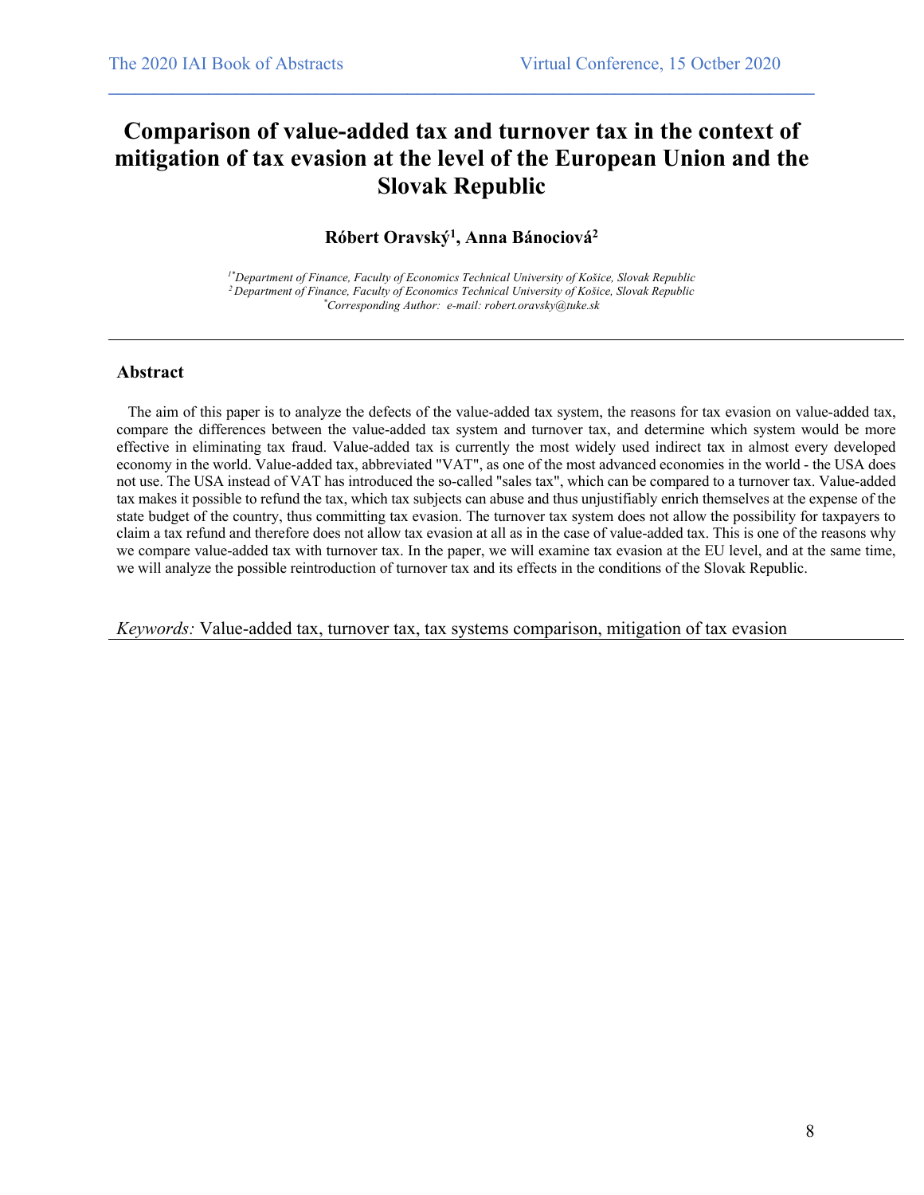# Comparison of value-added tax and turnover tax in the context of mitigation of tax evasion at the level of the European Union and the Slovak Republic

**Róbert Oravský[1], Anna Bánociová[2]**

*[1*]Department of Finance, Faculty of Economics Technical University of Košice, Slovak Republic*
*[2]Department of Finance, Faculty of Economics Technical University of Košice, Slovak Republic*
*[*]Corresponding Author: e-mail: robert.oravsky@tuke.sk*

---

## Abstract

The aim of this paper is to analyze the defects of the value-added tax system, the reasons for tax evasion on value-added tax, compare the differences between the value-added tax system and turnover tax, and determine which system would be more effective in eliminating tax fraud. Value-added tax is currently the most widely used indirect tax in almost every developed economy in the world. Value-added tax, abbreviated "VAT", as one of the most advanced economies in the world - the USA does not use. The USA instead of VAT has introduced the so-called "sales tax", which can be compared to a turnover tax. Value-added tax makes it possible to refund the tax, which tax subjects can abuse and thus unjustifiably enrich themselves at the expense of the state budget of the country, thus committing tax evasion. The turnover tax system does not allow the possibility for taxpayers to claim a tax refund and therefore does not allow tax evasion at all as in the case of value-added tax. This is one of the reasons why we compare value-added tax with turnover tax. In the paper, we will examine tax evasion at the EU level, and at the same time, we will analyze the possible reintroduction of turnover tax and its effects in the conditions of the Slovak Republic.

*Keywords:* Value-added tax, turnover tax, tax systems comparison, mitigation of tax evasion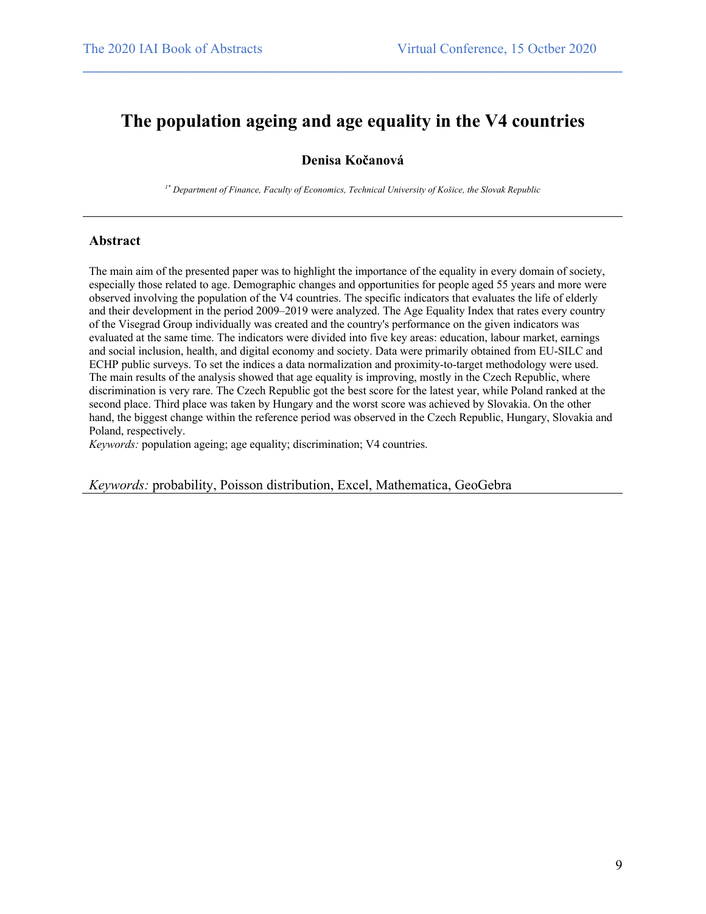# The population ageing and age equality in the V4 countries

**Denisa Kočanová**

[1*] *Department of Finance, Faculty of Economics, Technical University of Košice, the Slovak Republic*

---

## Abstract

The main aim of the presented paper was to highlight the importance of the equality in every domain of society, especially those related to age. Demographic changes and opportunities for people aged 55 years and more were observed involving the population of the V4 countries. The specific indicators that evaluates the life of elderly and their development in the period 2009–2019 were analyzed. The Age Equality Index that rates every country of the Visegrad Group individually was created and the country's performance on the given indicators was evaluated at the same time. The indicators were divided into five key areas: education, labour market, earnings and social inclusion, health, and digital economy and society. Data were primarily obtained from EU-SILC and ECHP public surveys. To set the indices a data normalization and proximity-to-target methodology were used. The main results of the analysis showed that age equality is improving, mostly in the Czech Republic, where discrimination is very rare. The Czech Republic got the best score for the latest year, while Poland ranked at the second place. Third place was taken by Hungary and the worst score was achieved by Slovakia. On the other hand, the biggest change within the reference period was observed in the Czech Republic, Hungary, Slovakia and Poland, respectively.

*Keywords:* population ageing; age equality; discrimination; V4 countries.

*Keywords:* probability, Poisson distribution, Excel, Mathematica, GeoGebra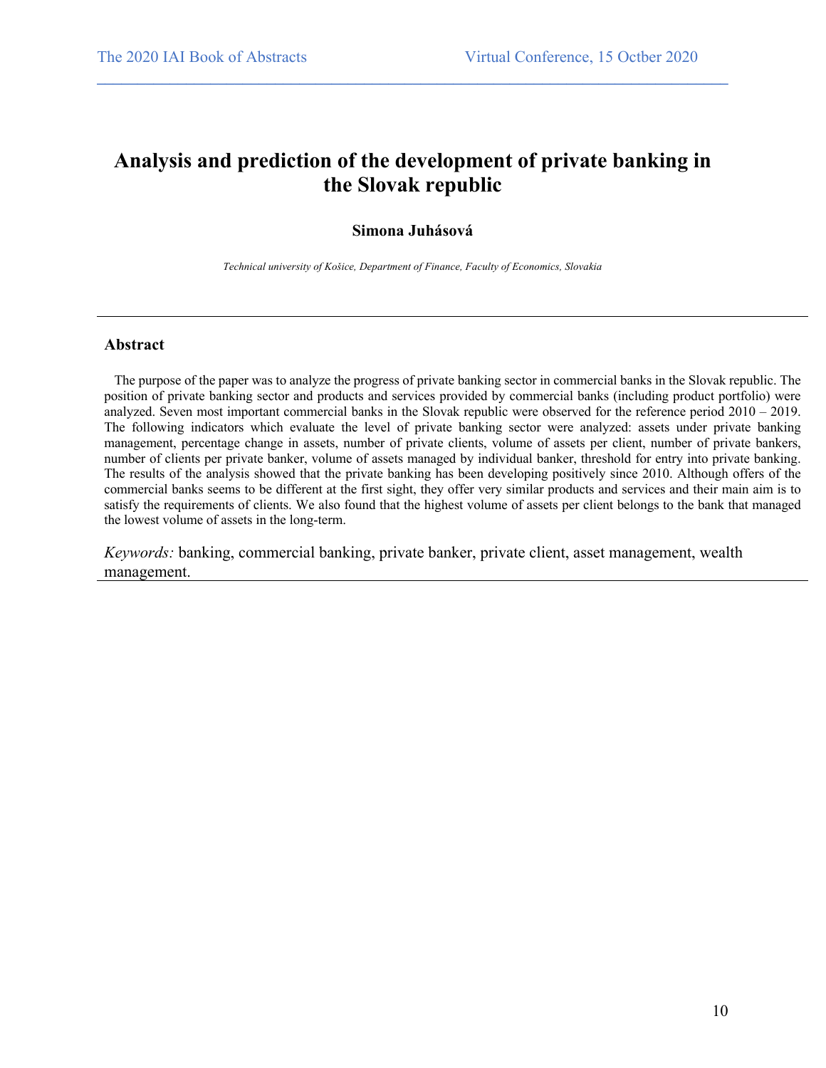# Analysis and prediction of the development of private banking in the Slovak republic

**Simona Juhásová**

*Technical university of Košice, Department of Finance, Faculty of Economics, Slovakia*

---

## Abstract

The purpose of the paper was to analyze the progress of private banking sector in commercial banks in the Slovak republic. The position of private banking sector and products and services provided by commercial banks (including product portfolio) were analyzed. Seven most important commercial banks in the Slovak republic were observed for the reference period 2010 – 2019. The following indicators which evaluate the level of private banking sector were analyzed: assets under private banking management, percentage change in assets, number of private clients, volume of assets per client, number of private bankers, number of clients per private banker, volume of assets managed by individual banker, threshold for entry into private banking. The results of the analysis showed that the private banking has been developing positively since 2010. Although offers of the commercial banks seems to be different at the first sight, they offer very similar products and services and their main aim is to satisfy the requirements of clients. We also found that the highest volume of assets per client belongs to the bank that managed the lowest volume of assets in the long-term.

*Keywords:* banking, commercial banking, private banker, private client, asset management, wealth management.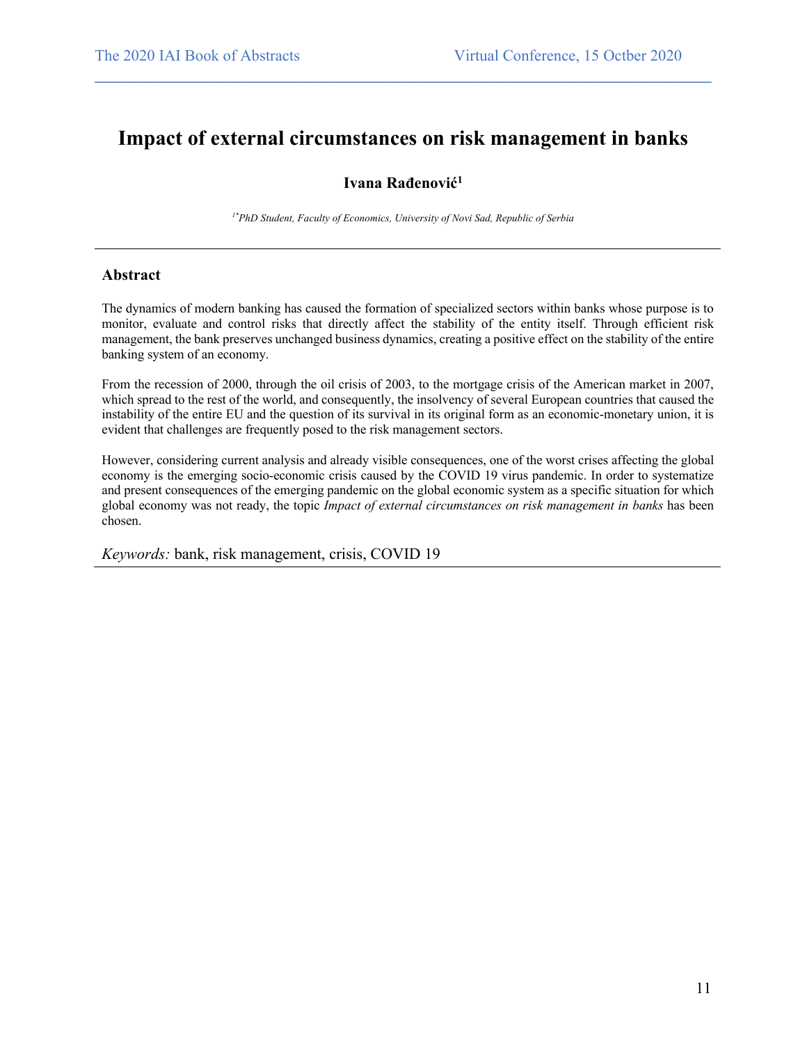# Impact of external circumstances on risk management in banks

**Ivana Rađenović[1]**

*[1*]PhD Student, Faculty of Economics, University of Novi Sad, Republic of Serbia*

---

## Abstract

The dynamics of modern banking has caused the formation of specialized sectors within banks whose purpose is to monitor, evaluate and control risks that directly affect the stability of the entity itself. Through efficient risk management, the bank preserves unchanged business dynamics, creating a positive effect on the stability of the entire banking system of an economy.

From the recession of 2000, through the oil crisis of 2003, to the mortgage crisis of the American market in 2007, which spread to the rest of the world, and consequently, the insolvency of several European countries that caused the instability of the entire EU and the question of its survival in its original form as an economic-monetary union, it is evident that challenges are frequently posed to the risk management sectors.

However, considering current analysis and already visible consequences, one of the worst crises affecting the global economy is the emerging socio-economic crisis caused by the COVID 19 virus pandemic. In order to systematize and present consequences of the emerging pandemic on the global economic system as a specific situation for which global economy was not ready, the topic *Impact of external circumstances on risk management in banks* has been chosen.

*Keywords:* bank, risk management, crisis, COVID 19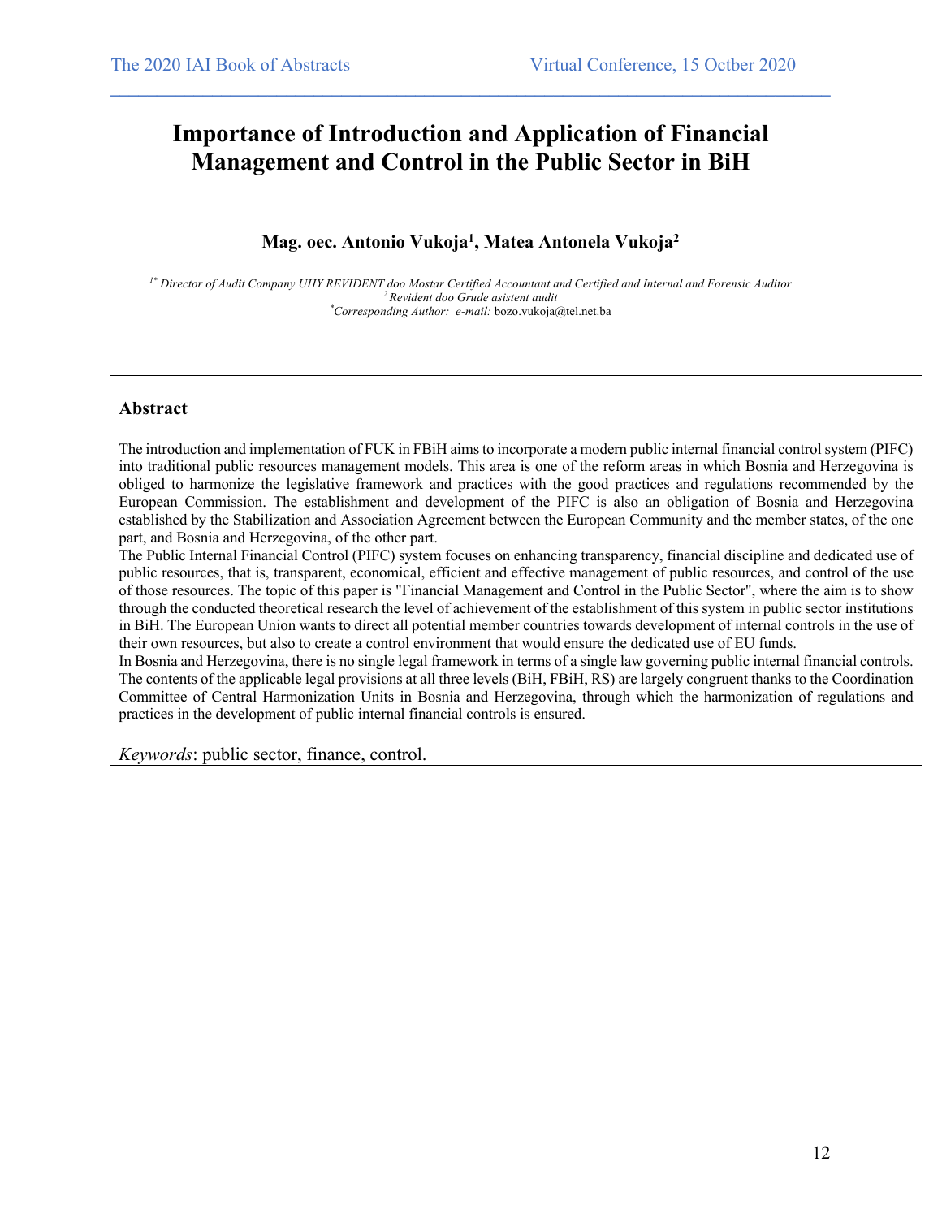# Importance of Introduction and Application of Financial Management and Control in the Public Sector in BiH

**Mag. oec. Antonio Vukoja[1], Matea Antonela Vukoja[2]**

*[1*] Director of Audit Company UHY REVIDENT doo Mostar Certified Accountant and Certified and Internal and Forensic Auditor*
*[2] Revident doo Grude asistent audit*
*[*]Corresponding Author: e-mail:* bozo.vukoja@tel.net.ba

---

## Abstract

The introduction and implementation of FUK in FBiH aims to incorporate a modern public internal financial control system (PIFC) into traditional public resources management models. This area is one of the reform areas in which Bosnia and Herzegovina is obliged to harmonize the legislative framework and practices with the good practices and regulations recommended by the European Commission. The establishment and development of the PIFC is also an obligation of Bosnia and Herzegovina established by the Stabilization and Association Agreement between the European Community and the member states, of the one part, and Bosnia and Herzegovina, of the other part.

The Public Internal Financial Control (PIFC) system focuses on enhancing transparency, financial discipline and dedicated use of public resources, that is, transparent, economical, efficient and effective management of public resources, and control of the use of those resources. The topic of this paper is "Financial Management and Control in the Public Sector", where the aim is to show through the conducted theoretical research the level of achievement of the establishment of this system in public sector institutions in BiH. The European Union wants to direct all potential member countries towards development of internal controls in the use of their own resources, but also to create a control environment that would ensure the dedicated use of EU funds.

In Bosnia and Herzegovina, there is no single legal framework in terms of a single law governing public internal financial controls. The contents of the applicable legal provisions at all three levels (BiH, FBiH, RS) are largely congruent thanks to the Coordination Committee of Central Harmonization Units in Bosnia and Herzegovina, through which the harmonization of regulations and practices in the development of public internal financial controls is ensured.

*Keywords*: public sector, finance, control.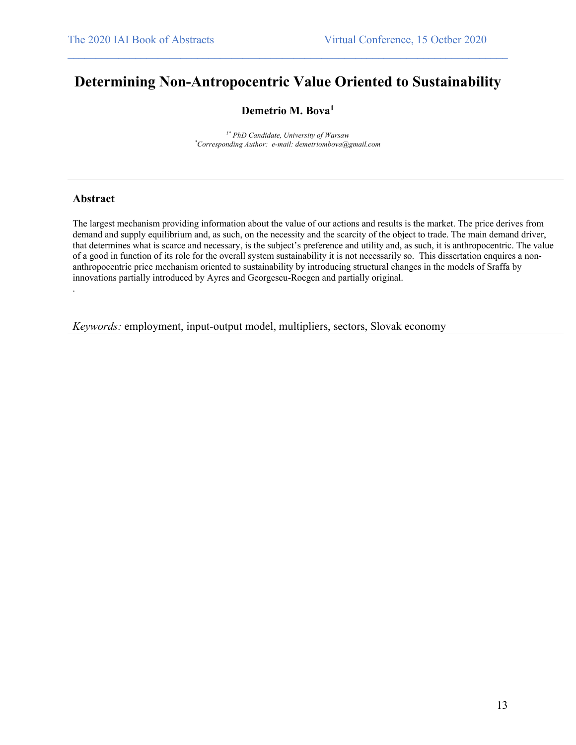# Determining Non-Antropocentric Value Oriented to Sustainability

**Demetrio M. Bova**[1]

*[1*] PhD Candidate, University of Warsaw*
*[*]Corresponding Author: e-mail: demetriombova@gmail.com*

## Abstract

The largest mechanism providing information about the value of our actions and results is the market. The price derives from demand and supply equilibrium and, as such, on the necessity and the scarcity of the object to trade. The main demand driver, that determines what is scarce and necessary, is the subject's preference and utility and, as such, it is anthropocentric. The value of a good in function of its role for the overall system sustainability it is not necessarily so. This dissertation enquires a non-anthropocentric price mechanism oriented to sustainability by introducing structural changes in the models of Sraffa by innovations partially introduced by Ayres and Georgescu-Roegen and partially original.

.

*Keywords:* employment, input-output model, multipliers, sectors, Slovak economy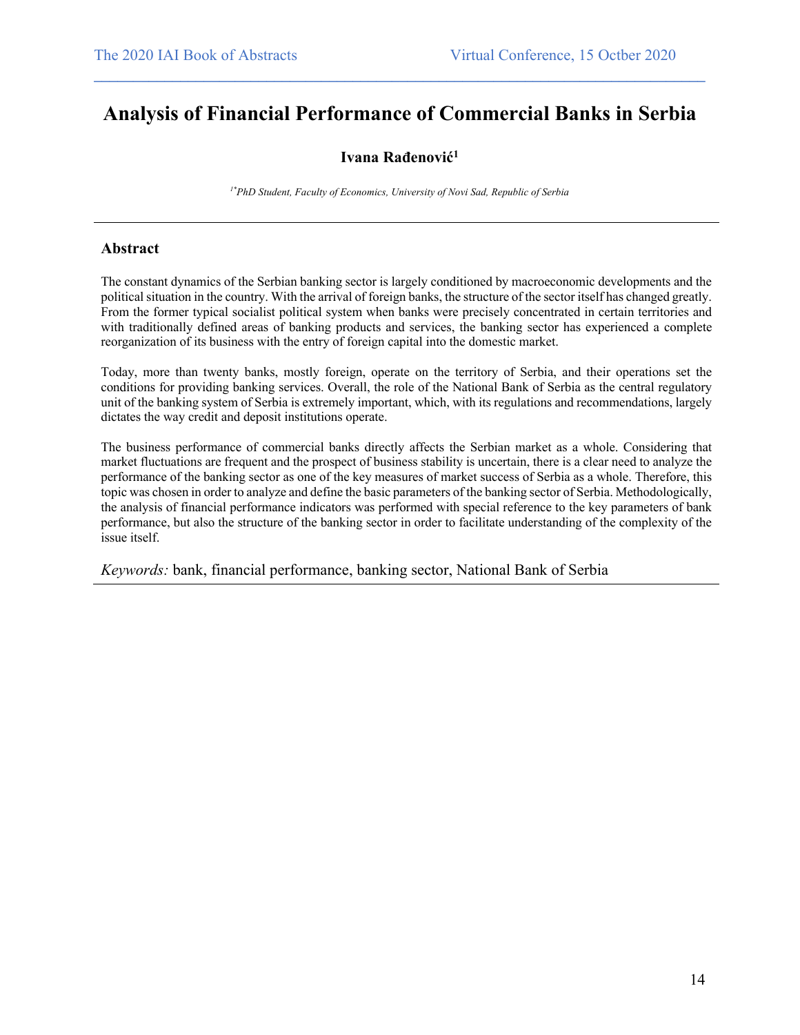# Analysis of Financial Performance of Commercial Banks in Serbia

**Ivana Rađenović[1]**

*[1*]PhD Student, Faculty of Economics, University of Novi Sad, Republic of Serbia*

## Abstract

The constant dynamics of the Serbian banking sector is largely conditioned by macroeconomic developments and the political situation in the country. With the arrival of foreign banks, the structure of the sector itself has changed greatly. From the former typical socialist political system when banks were precisely concentrated in certain territories and with traditionally defined areas of banking products and services, the banking sector has experienced a complete reorganization of its business with the entry of foreign capital into the domestic market.

Today, more than twenty banks, mostly foreign, operate on the territory of Serbia, and their operations set the conditions for providing banking services. Overall, the role of the National Bank of Serbia as the central regulatory unit of the banking system of Serbia is extremely important, which, with its regulations and recommendations, largely dictates the way credit and deposit institutions operate.

The business performance of commercial banks directly affects the Serbian market as a whole. Considering that market fluctuations are frequent and the prospect of business stability is uncertain, there is a clear need to analyze the performance of the banking sector as one of the key measures of market success of Serbia as a whole. Therefore, this topic was chosen in order to analyze and define the basic parameters of the banking sector of Serbia. Methodologically, the analysis of financial performance indicators was performed with special reference to the key parameters of bank performance, but also the structure of the banking sector in order to facilitate understanding of the complexity of the issue itself.

*Keywords:* bank, financial performance, banking sector, National Bank of Serbia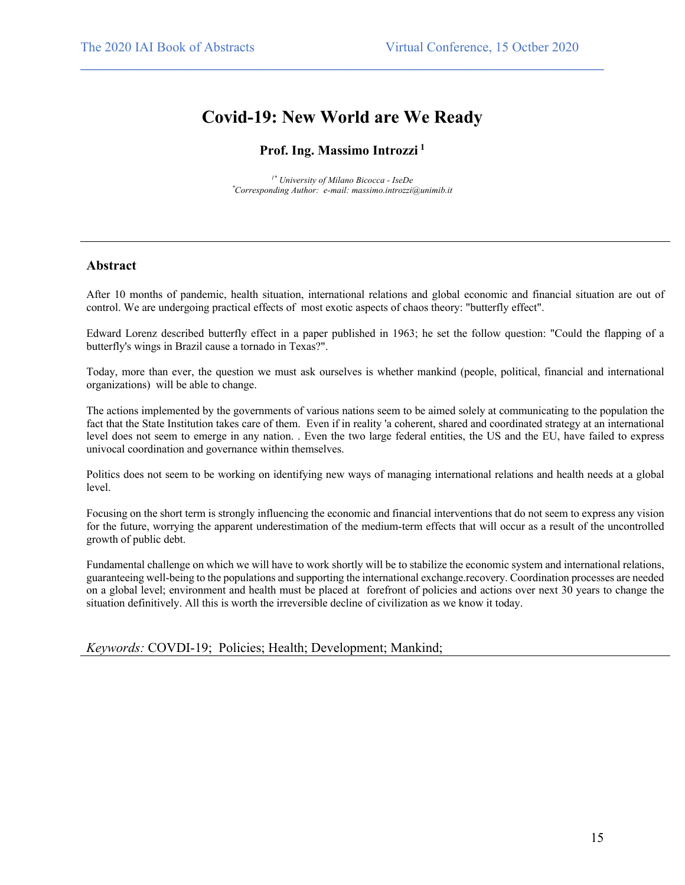# Covid-19: New World are We Ready

**Prof. Ing. Massimo Introzzi [1]**

*[1*] University of Milano Bicocca - IseDe*
*[*]Corresponding Author: e-mail: massimo.introzzi@unimib.it*

---

## Abstract

After 10 months of pandemic, health situation, international relations and global economic and financial situation are out of control. We are undergoing practical effects of most exotic aspects of chaos theory: "butterfly effect".

Edward Lorenz described butterfly effect in a paper published in 1963; he set the follow question: "Could the flapping of a butterfly's wings in Brazil cause a tornado in Texas?".

Today, more than ever, the question we must ask ourselves is whether mankind (people, political, financial and international organizations) will be able to change.

The actions implemented by the governments of various nations seem to be aimed solely at communicating to the population the fact that the State Institution takes care of them. Even if in reality 'a coherent, shared and coordinated strategy at an international level does not seem to emerge in any nation. . Even the two large federal entities, the US and the EU, have failed to express univocal coordination and governance within themselves.

Politics does not seem to be working on identifying new ways of managing international relations and health needs at a global level.

Focusing on the short term is strongly influencing the economic and financial interventions that do not seem to express any vision for the future, worrying the apparent underestimation of the medium-term effects that will occur as a result of the uncontrolled growth of public debt.

Fundamental challenge on which we will have to work shortly will be to stabilize the economic system and international relations, guaranteeing well-being to the populations and supporting the international exchange.recovery. Coordination processes are needed on a global level; environment and health must be placed at forefront of policies and actions over next 30 years to change the situation definitively. All this is worth the irreversible decline of civilization as we know it today.

*Keywords:* COVDI-19; Policies; Health; Development; Mankind;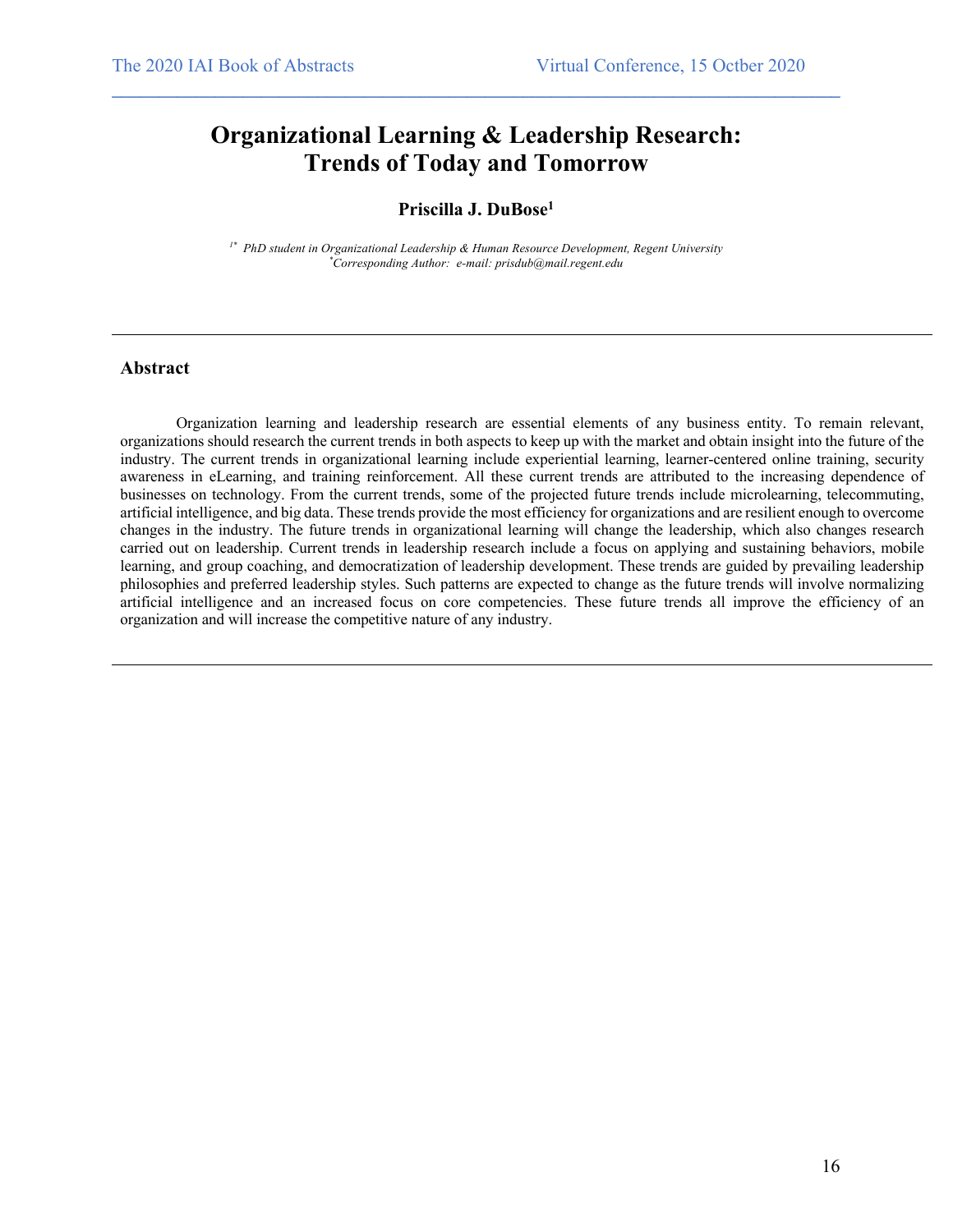# Organizational Learning & Leadership Research: Trends of Today and Tomorrow

**Priscilla J. DuBose[1]**

*[1*] PhD student in Organizational Leadership & Human Resource Development, Regent University*
*[*]Corresponding Author: e-mail: prisdub@mail.regent.edu*

---

## Abstract

Organization learning and leadership research are essential elements of any business entity. To remain relevant, organizations should research the current trends in both aspects to keep up with the market and obtain insight into the future of the industry. The current trends in organizational learning include experiential learning, learner-centered online training, security awareness in eLearning, and training reinforcement. All these current trends are attributed to the increasing dependence of businesses on technology. From the current trends, some of the projected future trends include microlearning, telecommuting, artificial intelligence, and big data. These trends provide the most efficiency for organizations and are resilient enough to overcome changes in the industry. The future trends in organizational learning will change the leadership, which also changes research carried out on leadership. Current trends in leadership research include a focus on applying and sustaining behaviors, mobile learning, and group coaching, and democratization of leadership development. These trends are guided by prevailing leadership philosophies and preferred leadership styles. Such patterns are expected to change as the future trends will involve normalizing artificial intelligence and an increased focus on core competencies. These future trends all improve the efficiency of an organization and will increase the competitive nature of any industry.

---